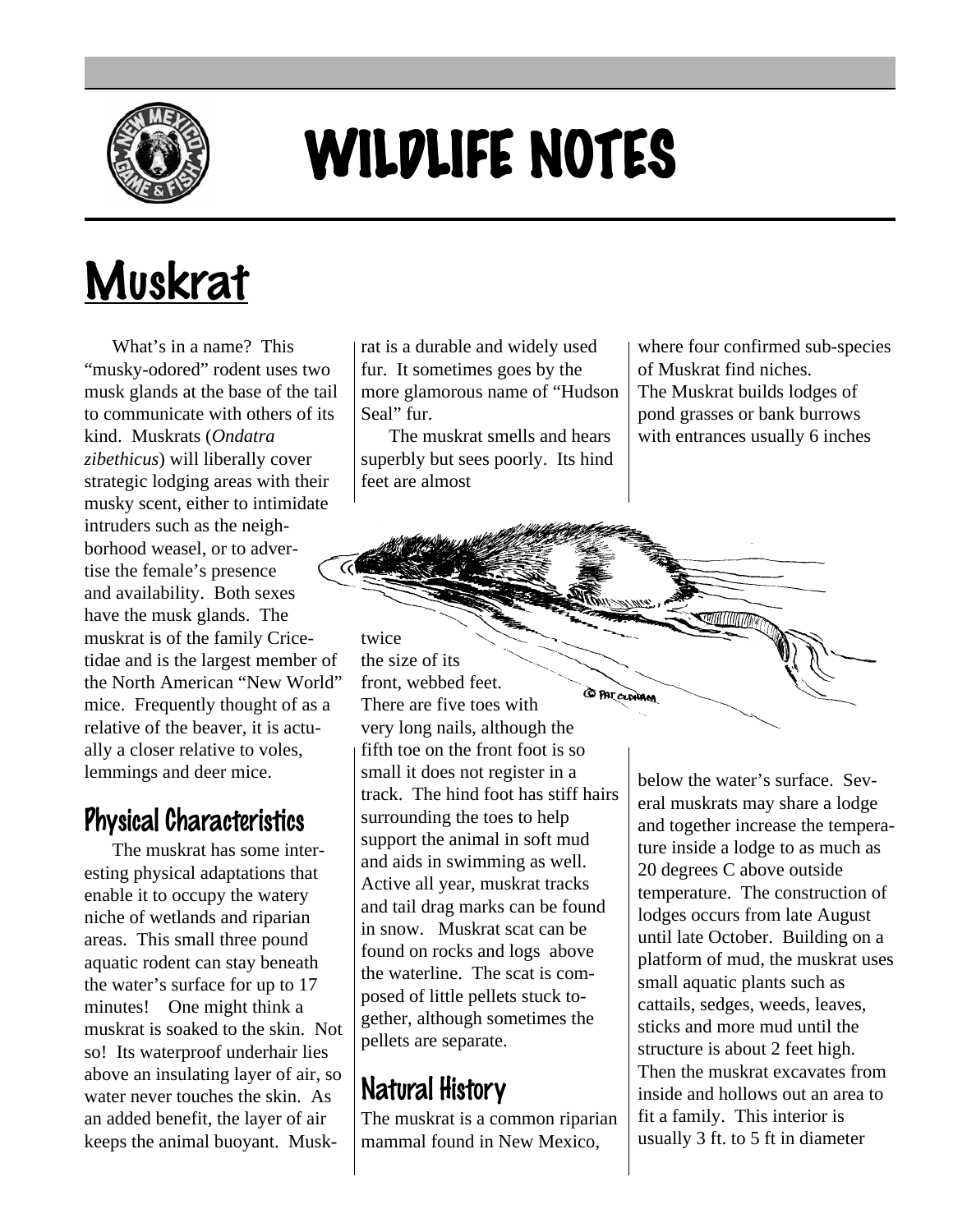# WILDLIFE NOTES

# Muskrat

What's in a name? This "musky-odored" rodent uses two musk glands at the base of the tail to communicate with others of its kind. Muskrats (*Ondatra zibethicus*) will liberally cover strategic lodging areas with their musky scent, either to intimidate intruders such as the neighborhood weasel, or to advertise the female's presence and availability. Both sexes have the musk glands. The muskrat is of the family Cricetidae and is the largest member of the North American "New World" mice. Frequently thought of as a relative of the beaver, it is actually a closer relative to voles, lemmings and deer mice.

## Physical Characteristics

The muskrat has some interesting physical adaptations that enable it to occupy the watery niche of wetlands and riparian areas. This small three pound aquatic rodent can stay beneath the water's surface for up to 17 minutes! One might think a muskrat is soaked to the skin. Not so! Its waterproof underhair lies above an insulating layer of air, so water never touches the skin. As an added benefit, the layer of air keeps the animal buoyant. Muskrat is a durable and widely used fur. It sometimes goes by the more glamorous name of "Hudson Seal" fur.

The muskrat smells and hears superbly but sees poorly. Its hind feet are almost twice the size of its front, webbed feet. There are five toes with very long nails, although the fifth toe on the front foot is so small it does not register in a track. The hind foot has stiff hairs surrounding the toes to help support the animal in soft mud and aids in swimming as well. Active all year, muskrat tracks and tail drag marks can be found in snow. Muskrat scat can be found on rocks and logs above the waterline. The scat is composed of little pellets stuck together, although sometimes the pellets are separate.

## Natural History

The muskrat is a common riparian mammal found in New Mexico, where four confirmed sub-species of Muskrat find niches.

The Muskrat builds lodges of pond grasses or bank burrows with entrances usually 6 inches below the water's surface. Several muskrats may share a lodge and together increase the temperature inside a lodge to as much as 20 degrees C above outside temperature. The construction of lodges occurs from late August until late October. Building on a platform of mud, the muskrat uses small aquatic plants such as cattails, sedges, weeds, leaves, sticks and more mud until the structure is about 2 feet high. Then the muskrat excavates from inside and hollows out an area to fit a family. This interior is usually 3 ft. to 5 ft in diameter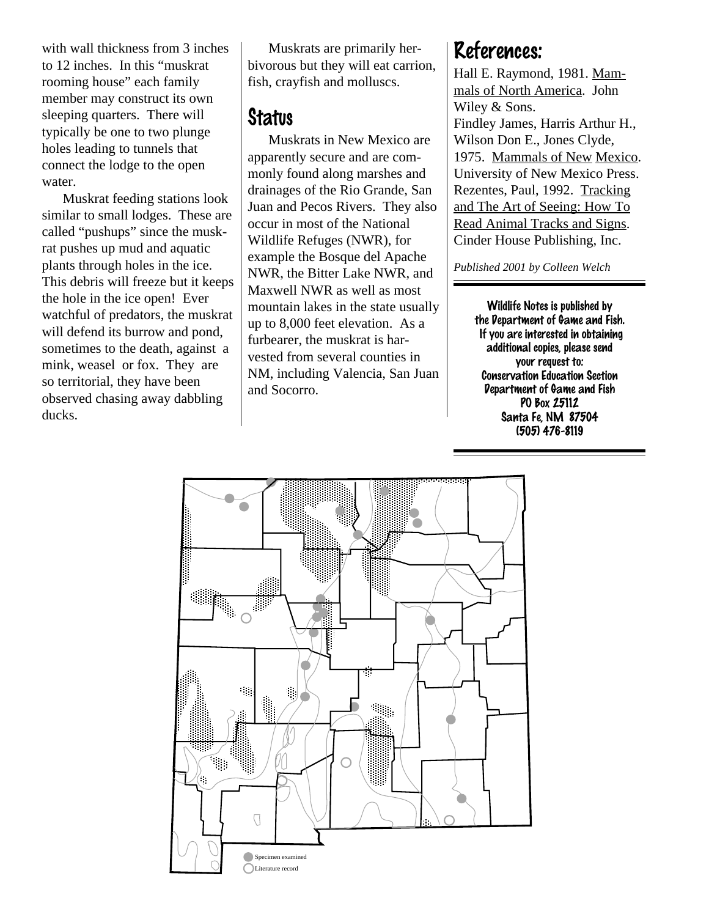with wall thickness from 3 inches to 12 inches. In this "muskrat rooming house" each family member may construct its own sleeping quarters. There will typically be one to two plunge holes leading to tunnels that connect the lodge to the open water.

Muskrat feeding stations look similar to small lodges. These are called "pushups" since the muskrat pushes up mud and aquatic plants through holes in the ice. This debris will freeze but it keeps the hole in the ice open! Ever watchful of predators, the muskrat will defend its burrow and pond, sometimes to the death, against a mink, weasel or fox. They are so territorial, they have been observed chasing away dabbling ducks.

Muskrats are primarily herbivorous but they will eat carrion, fish, crayfish and molluscs.

## Status

Muskrats in New Mexico are apparently secure and are commonly found along marshes and drainages of the Rio Grande, San Juan and Pecos Rivers. They also occur in most of the National Wildlife Refuges (NWR), for example the Bosque del Apache NWR, the Bitter Lake NWR, and Maxwell NWR as well as most mountain lakes in the state usually up to 8,000 feet elevation. As a furbearer, the muskrat is harvested from several counties in NM, including Valencia, San Juan and Socorro.

## References:

Hall E. Raymond, 1981. Mammals of North America. John Wiley & Sons.
Findley James, Harris Arthur H., Wilson Don E., Jones Clyde, 1975. Mammals of New Mexico. University of New Mexico Press.
Rezentes, Paul, 1992. Tracking and The Art of Seeing: How To Read Animal Tracks and Signs. Cinder House Publishing, Inc.

*Published 2001 by Colleen Welch*

**Wildlife Notes is published by the Department of Game and Fish. If you are interested in obtaining additional copies, please send your request to:
Conservation Education Section
Department of Game and Fish
PO Box 25112
Santa Fe, NM 87504
(505) 476-8119**

Specimen examined
Literature record